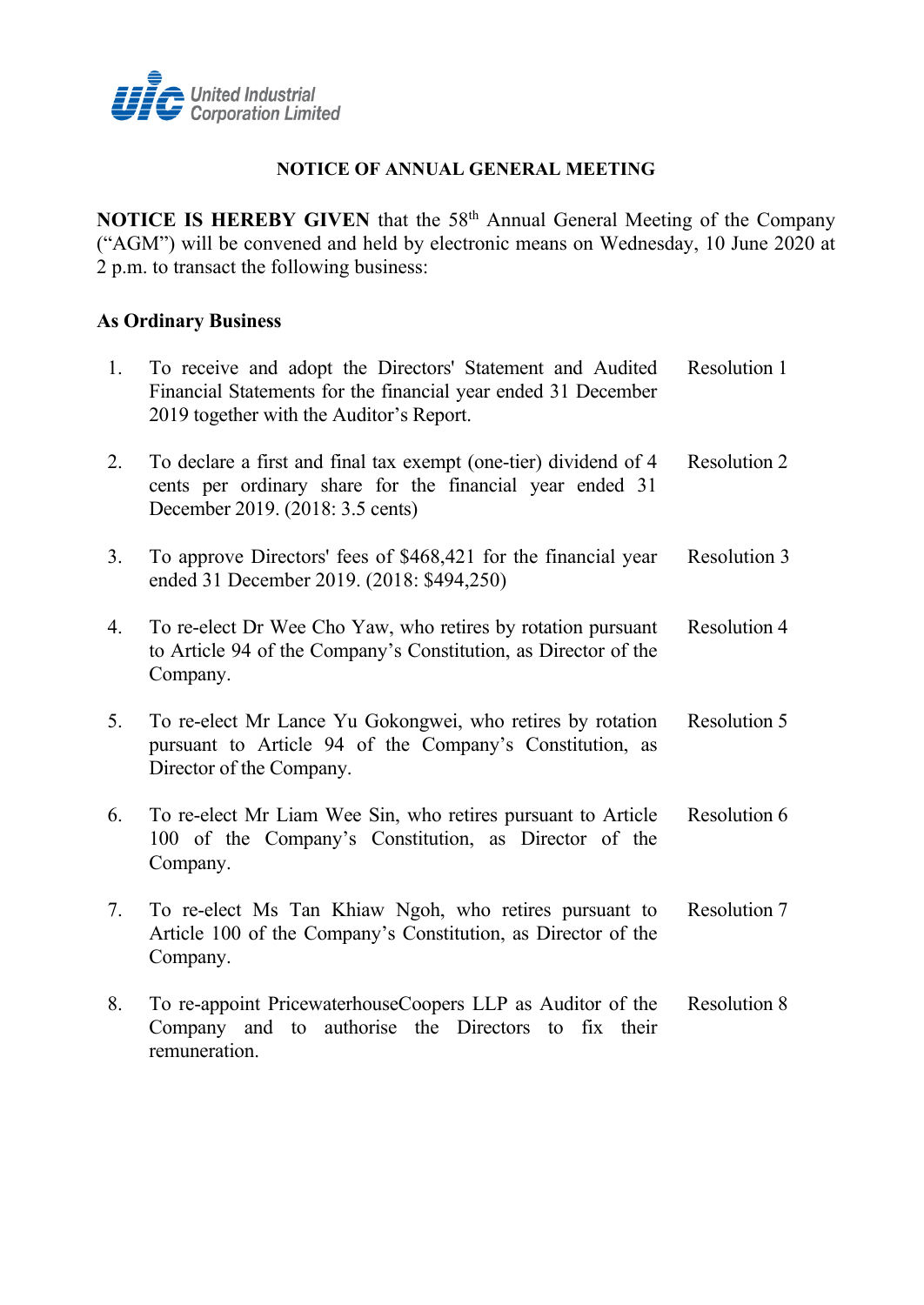United Industrial Corporation Limited

## NOTICE OF ANNUAL GENERAL MEETING

**NOTICE IS HEREBY GIVEN** that the 58th Annual General Meeting of the Company ("AGM") will be convened and held by electronic means on Wednesday, 10 June 2020 at 2 p.m. to transact the following business:

### As Ordinary Business

1. To receive and adopt the Directors' Statement and Audited Financial Statements for the financial year ended 31 December 2019 together with the Auditor's Report. — Resolution 1

2. To declare a first and final tax exempt (one-tier) dividend of 4 cents per ordinary share for the financial year ended 31 December 2019. (2018: 3.5 cents) — Resolution 2

3. To approve Directors' fees of $468,421 for the financial year ended 31 December 2019. (2018: $494,250) — Resolution 3

4. To re-elect Dr Wee Cho Yaw, who retires by rotation pursuant to Article 94 of the Company's Constitution, as Director of the Company. — Resolution 4

5. To re-elect Mr Lance Yu Gokongwei, who retires by rotation pursuant to Article 94 of the Company's Constitution, as Director of the Company. — Resolution 5

6. To re-elect Mr Liam Wee Sin, who retires pursuant to Article 100 of the Company's Constitution, as Director of the Company. — Resolution 6

7. To re-elect Ms Tan Khiaw Ngoh, who retires pursuant to Article 100 of the Company's Constitution, as Director of the Company. — Resolution 7

8. To re-appoint PricewaterhouseCoopers LLP as Auditor of the Company and to authorise the Directors to fix their remuneration. — Resolution 8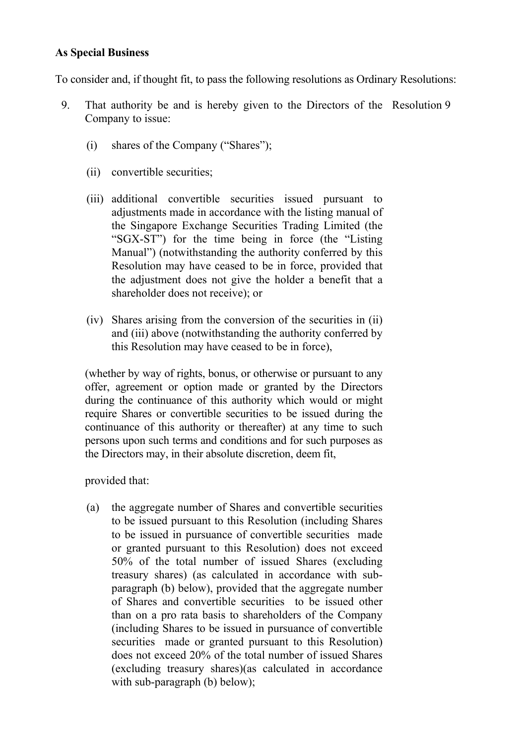**As Special Business**

To consider and, if thought fit, to pass the following resolutions as Ordinary Resolutions:

9. That authority be and is hereby given to the Directors of the Company to issue: Resolution 9

   (i) shares of the Company ("Shares");

   (ii) convertible securities;

   (iii) additional convertible securities issued pursuant to adjustments made in accordance with the listing manual of the Singapore Exchange Securities Trading Limited (the "SGX-ST") for the time being in force (the "Listing Manual") (notwithstanding the authority conferred by this Resolution may have ceased to be in force, provided that the adjustment does not give the holder a benefit that a shareholder does not receive); or

   (iv) Shares arising from the conversion of the securities in (ii) and (iii) above (notwithstanding the authority conferred by this Resolution may have ceased to be in force),

   (whether by way of rights, bonus, or otherwise or pursuant to any offer, agreement or option made or granted by the Directors during the continuance of this authority which would or might require Shares or convertible securities to be issued during the continuance of this authority or thereafter) at any time to such persons upon such terms and conditions and for such purposes as the Directors may, in their absolute discretion, deem fit,

   provided that:

   (a) the aggregate number of Shares and convertible securities to be issued pursuant to this Resolution (including Shares to be issued in pursuance of convertible securities made or granted pursuant to this Resolution) does not exceed 50% of the total number of issued Shares (excluding treasury shares) (as calculated in accordance with sub-paragraph (b) below), provided that the aggregate number of Shares and convertible securities to be issued other than on a pro rata basis to shareholders of the Company (including Shares to be issued in pursuance of convertible securities made or granted pursuant to this Resolution) does not exceed 20% of the total number of issued Shares (excluding treasury shares)(as calculated in accordance with sub-paragraph (b) below);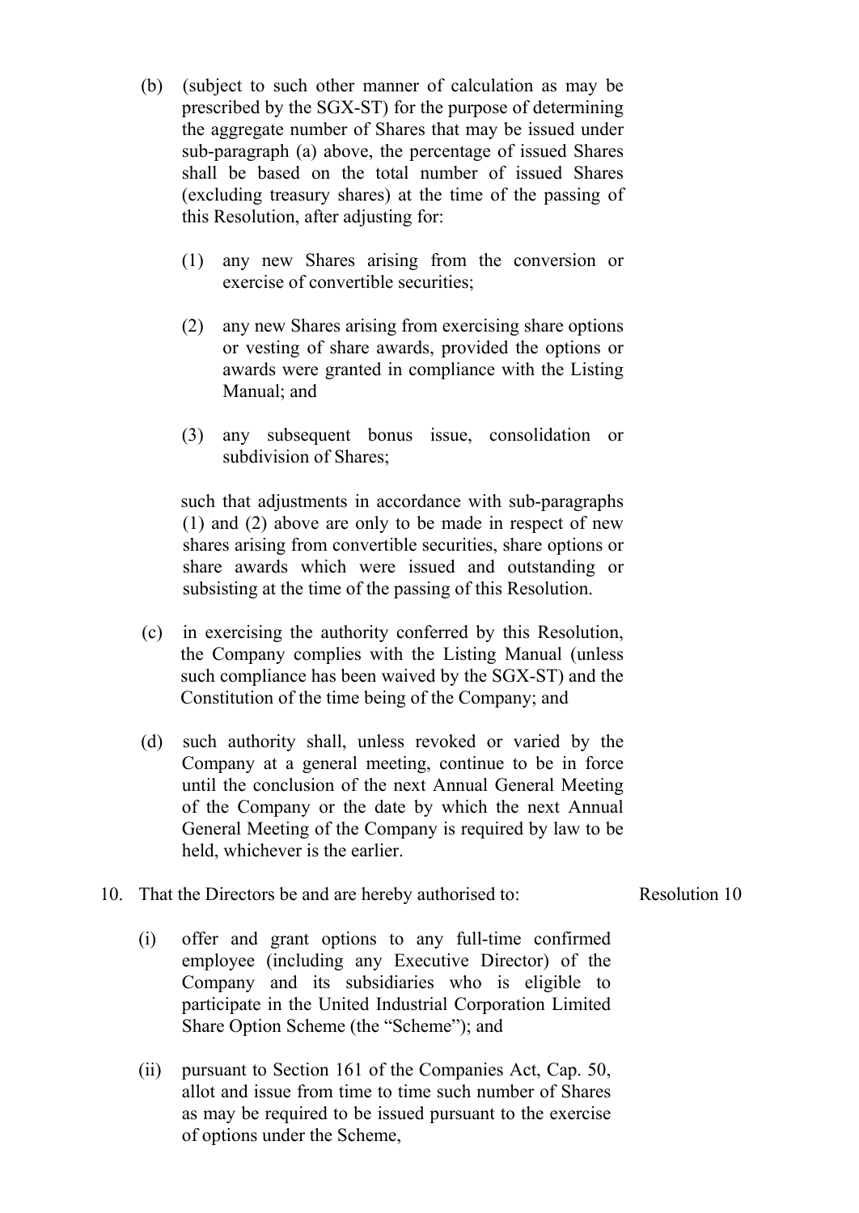(b) (subject to such other manner of calculation as may be prescribed by the SGX-ST) for the purpose of determining the aggregate number of Shares that may be issued under sub-paragraph (a) above, the percentage of issued Shares shall be based on the total number of issued Shares (excluding treasury shares) at the time of the passing of this Resolution, after adjusting for:

(1) any new Shares arising from the conversion or exercise of convertible securities;

(2) any new Shares arising from exercising share options or vesting of share awards, provided the options or awards were granted in compliance with the Listing Manual; and

(3) any subsequent bonus issue, consolidation or subdivision of Shares;

such that adjustments in accordance with sub-paragraphs (1) and (2) above are only to be made in respect of new shares arising from convertible securities, share options or share awards which were issued and outstanding or subsisting at the time of the passing of this Resolution.

(c) in exercising the authority conferred by this Resolution, the Company complies with the Listing Manual (unless such compliance has been waived by the SGX-ST) and the Constitution of the time being of the Company; and

(d) such authority shall, unless revoked or varied by the Company at a general meeting, continue to be in force until the conclusion of the next Annual General Meeting of the Company or the date by which the next Annual General Meeting of the Company is required by law to be held, whichever is the earlier.

10. That the Directors be and are hereby authorised to: Resolution 10

(i) offer and grant options to any full-time confirmed employee (including any Executive Director) of the Company and its subsidiaries who is eligible to participate in the United Industrial Corporation Limited Share Option Scheme (the "Scheme"); and

(ii) pursuant to Section 161 of the Companies Act, Cap. 50, allot and issue from time to time such number of Shares as may be required to be issued pursuant to the exercise of options under the Scheme,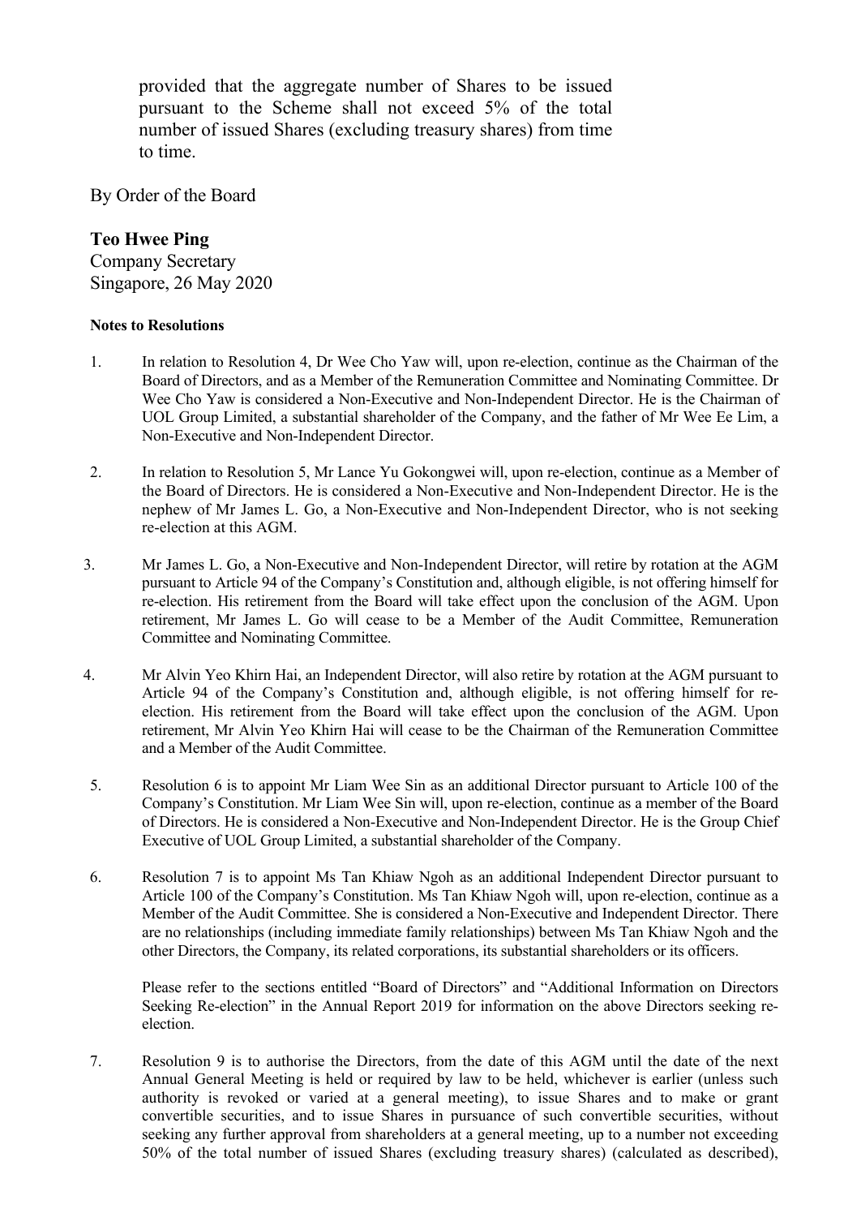provided that the aggregate number of Shares to be issued pursuant to the Scheme shall not exceed 5% of the total number of issued Shares (excluding treasury shares) from time to time.

By Order of the Board

**Teo Hwee Ping**
Company Secretary
Singapore, 26 May 2020

**Notes to Resolutions**

1. In relation to Resolution 4, Dr Wee Cho Yaw will, upon re-election, continue as the Chairman of the Board of Directors, and as a Member of the Remuneration Committee and Nominating Committee. Dr Wee Cho Yaw is considered a Non-Executive and Non-Independent Director. He is the Chairman of UOL Group Limited, a substantial shareholder of the Company, and the father of Mr Wee Ee Lim, a Non-Executive and Non-Independent Director.

2. In relation to Resolution 5, Mr Lance Yu Gokongwei will, upon re-election, continue as a Member of the Board of Directors. He is considered a Non-Executive and Non-Independent Director. He is the nephew of Mr James L. Go, a Non-Executive and Non-Independent Director, who is not seeking re-election at this AGM.

3. Mr James L. Go, a Non-Executive and Non-Independent Director, will retire by rotation at the AGM pursuant to Article 94 of the Company's Constitution and, although eligible, is not offering himself for re-election. His retirement from the Board will take effect upon the conclusion of the AGM. Upon retirement, Mr James L. Go will cease to be a Member of the Audit Committee, Remuneration Committee and Nominating Committee.

4. Mr Alvin Yeo Khirn Hai, an Independent Director, will also retire by rotation at the AGM pursuant to Article 94 of the Company's Constitution and, although eligible, is not offering himself for re-election. His retirement from the Board will take effect upon the conclusion of the AGM. Upon retirement, Mr Alvin Yeo Khirn Hai will cease to be the Chairman of the Remuneration Committee and a Member of the Audit Committee.

5. Resolution 6 is to appoint Mr Liam Wee Sin as an additional Director pursuant to Article 100 of the Company's Constitution. Mr Liam Wee Sin will, upon re-election, continue as a member of the Board of Directors. He is considered a Non-Executive and Non-Independent Director. He is the Group Chief Executive of UOL Group Limited, a substantial shareholder of the Company.

6. Resolution 7 is to appoint Ms Tan Khiaw Ngoh as an additional Independent Director pursuant to Article 100 of the Company's Constitution. Ms Tan Khiaw Ngoh will, upon re-election, continue as a Member of the Audit Committee. She is considered a Non-Executive and Independent Director. There are no relationships (including immediate family relationships) between Ms Tan Khiaw Ngoh and the other Directors, the Company, its related corporations, its substantial shareholders or its officers.

   Please refer to the sections entitled "Board of Directors" and "Additional Information on Directors Seeking Re-election" in the Annual Report 2019 for information on the above Directors seeking re-election.

7. Resolution 9 is to authorise the Directors, from the date of this AGM until the date of the next Annual General Meeting is held or required by law to be held, whichever is earlier (unless such authority is revoked or varied at a general meeting), to issue Shares and to make or grant convertible securities, and to issue Shares in pursuance of such convertible securities, without seeking any further approval from shareholders at a general meeting, up to a number not exceeding 50% of the total number of issued Shares (excluding treasury shares) (calculated as described),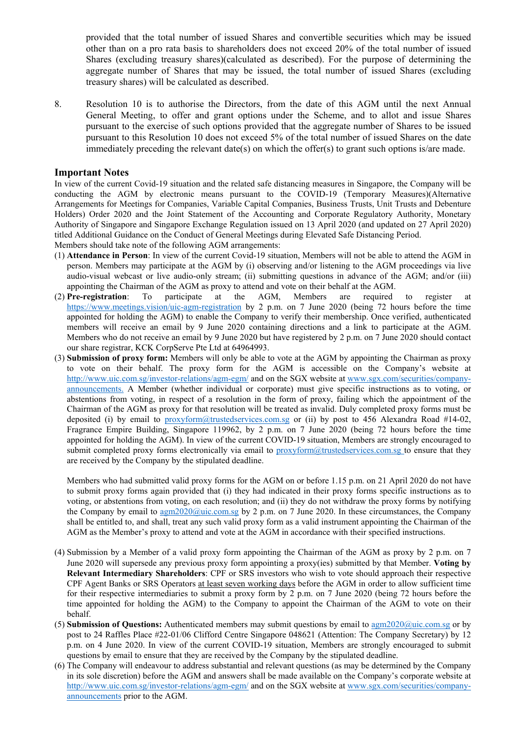provided that the total number of issued Shares and convertible securities which may be issued other than on a pro rata basis to shareholders does not exceed 20% of the total number of issued Shares (excluding treasury shares)(calculated as described). For the purpose of determining the aggregate number of Shares that may be issued, the total number of issued Shares (excluding treasury shares) will be calculated as described.

8. Resolution 10 is to authorise the Directors, from the date of this AGM until the next Annual General Meeting, to offer and grant options under the Scheme, and to allot and issue Shares pursuant to the exercise of such options provided that the aggregate number of Shares to be issued pursuant to this Resolution 10 does not exceed 5% of the total number of issued Shares on the date immediately preceding the relevant date(s) on which the offer(s) to grant such options is/are made.

## Important Notes

In view of the current Covid-19 situation and the related safe distancing measures in Singapore, the Company will be conducting the AGM by electronic means pursuant to the COVID-19 (Temporary Measures)(Alternative Arrangements for Meetings for Companies, Variable Capital Companies, Business Trusts, Unit Trusts and Debenture Holders) Order 2020 and the Joint Statement of the Accounting and Corporate Regulatory Authority, Monetary Authority of Singapore and Singapore Exchange Regulation issued on 13 April 2020 (and updated on 27 April 2020) titled Additional Guidance on the Conduct of General Meetings during Elevated Safe Distancing Period.

Members should take note of the following AGM arrangements:

(1) **Attendance in Person**: In view of the current Covid-19 situation, Members will not be able to attend the AGM in person. Members may participate at the AGM by (i) observing and/or listening to the AGM proceedings via live audio-visual webcast or live audio-only stream; (ii) submitting questions in advance of the AGM; and/or (iii) appointing the Chairman of the AGM as proxy to attend and vote on their behalf at the AGM.

(2) **Pre-registration**: To participate at the AGM, Members are required to register at https://www.meetings.vision/uic-agm-registration by 2 p.m. on 7 June 2020 (being 72 hours before the time appointed for holding the AGM) to enable the Company to verify their membership. Once verified, authenticated members will receive an email by 9 June 2020 containing directions and a link to participate at the AGM. Members who do not receive an email by 9 June 2020 but have registered by 2 p.m. on 7 June 2020 should contact our share registrar, KCK CorpServe Pte Ltd at 64964993.

(3) **Submission of proxy form:** Members will only be able to vote at the AGM by appointing the Chairman as proxy to vote on their behalf. The proxy form for the AGM is accessible on the Company's website at http://www.uic.com.sg/investor-relations/agm-egm/ and on the SGX website at www.sgx.com/securities/company-announcements. A Member (whether individual or corporate) must give specific instructions as to voting, or abstentions from voting, in respect of a resolution in the form of proxy, failing which the appointment of the Chairman of the AGM as proxy for that resolution will be treated as invalid. Duly completed proxy forms must be deposited (i) by email to proxyform@trustedservices.com.sg or (ii) by post to 456 Alexandra Road #14-02, Fragrance Empire Building, Singapore 119962, by 2 p.m. on 7 June 2020 (being 72 hours before the time appointed for holding the AGM). In view of the current COVID-19 situation, Members are strongly encouraged to submit completed proxy forms electronically via email to proxyform@trustedservices.com.sg to ensure that they are received by the Company by the stipulated deadline.

   Members who had submitted valid proxy forms for the AGM on or before 1.15 p.m. on 21 April 2020 do not have to submit proxy forms again provided that (i) they had indicated in their proxy forms specific instructions as to voting, or abstentions from voting, on each resolution; and (ii) they do not withdraw the proxy forms by notifying the Company by email to agm2020@uic.com.sg by 2 p.m. on 7 June 2020. In these circumstances, the Company shall be entitled to, and shall, treat any such valid proxy form as a valid instrument appointing the Chairman of the AGM as the Member's proxy to attend and vote at the AGM in accordance with their specified instructions.

(4) Submission by a Member of a valid proxy form appointing the Chairman of the AGM as proxy by 2 p.m. on 7 June 2020 will supersede any previous proxy form appointing a proxy(ies) submitted by that Member. **Voting by Relevant Intermediary Shareholders**: CPF or SRS investors who wish to vote should approach their respective CPF Agent Banks or SRS Operators at least seven working days before the AGM in order to allow sufficient time for their respective intermediaries to submit a proxy form by 2 p.m. on 7 June 2020 (being 72 hours before the time appointed for holding the AGM) to the Company to appoint the Chairman of the AGM to vote on their behalf.

(5) **Submission of Questions:** Authenticated members may submit questions by email to agm2020@uic.com.sg or by post to 24 Raffles Place #22-01/06 Clifford Centre Singapore 048621 (Attention: The Company Secretary) by 12 p.m. on 4 June 2020. In view of the current COVID-19 situation, Members are strongly encouraged to submit questions by email to ensure that they are received by the Company by the stipulated deadline.

(6) The Company will endeavour to address substantial and relevant questions (as may be determined by the Company in its sole discretion) before the AGM and answers shall be made available on the Company's corporate website at http://www.uic.com.sg/investor-relations/agm-egm/ and on the SGX website at www.sgx.com/securities/company-announcements prior to the AGM.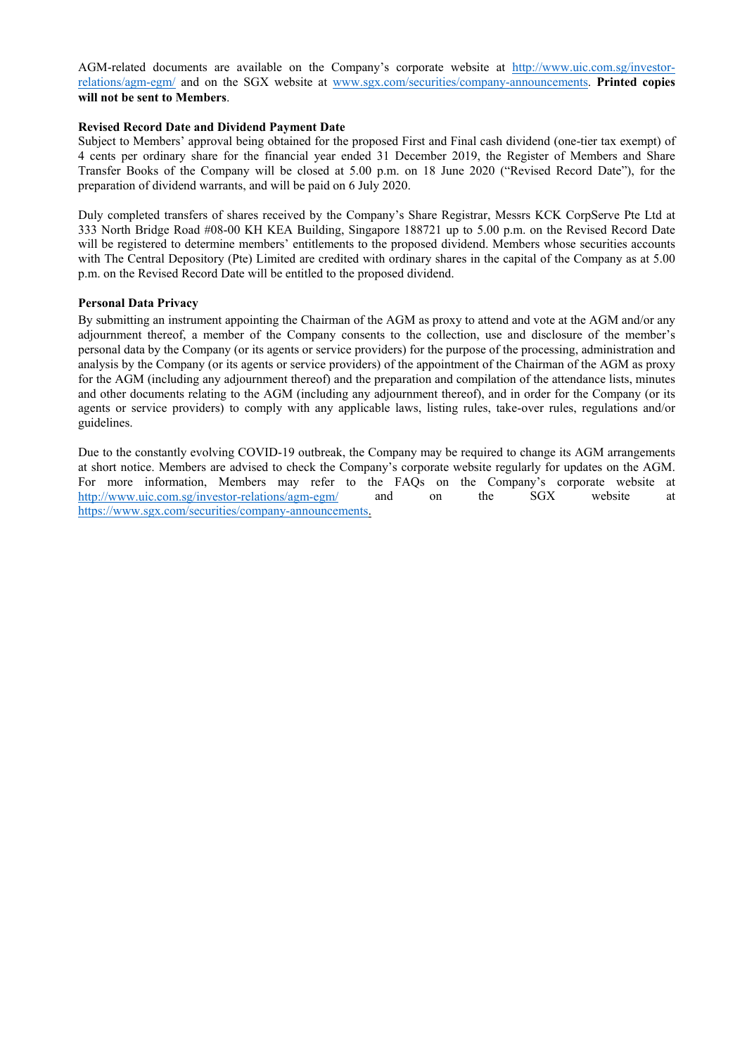AGM-related documents are available on the Company's corporate website at http://www.uic.com.sg/investor-relations/agm-egm/ and on the SGX website at www.sgx.com/securities/company-announcements. **Printed copies will not be sent to Members**.

**Revised Record Date and Dividend Payment Date**

Subject to Members' approval being obtained for the proposed First and Final cash dividend (one-tier tax exempt) of 4 cents per ordinary share for the financial year ended 31 December 2019, the Register of Members and Share Transfer Books of the Company will be closed at 5.00 p.m. on 18 June 2020 ("Revised Record Date"), for the preparation of dividend warrants, and will be paid on 6 July 2020.

Duly completed transfers of shares received by the Company's Share Registrar, Messrs KCK CorpServe Pte Ltd at 333 North Bridge Road #08-00 KH KEA Building, Singapore 188721 up to 5.00 p.m. on the Revised Record Date will be registered to determine members' entitlements to the proposed dividend. Members whose securities accounts with The Central Depository (Pte) Limited are credited with ordinary shares in the capital of the Company as at 5.00 p.m. on the Revised Record Date will be entitled to the proposed dividend.

**Personal Data Privacy**

By submitting an instrument appointing the Chairman of the AGM as proxy to attend and vote at the AGM and/or any adjournment thereof, a member of the Company consents to the collection, use and disclosure of the member's personal data by the Company (or its agents or service providers) for the purpose of the processing, administration and analysis by the Company (or its agents or service providers) of the appointment of the Chairman of the AGM as proxy for the AGM (including any adjournment thereof) and the preparation and compilation of the attendance lists, minutes and other documents relating to the AGM (including any adjournment thereof), and in order for the Company (or its agents or service providers) to comply with any applicable laws, listing rules, take-over rules, regulations and/or guidelines.

Due to the constantly evolving COVID-19 outbreak, the Company may be required to change its AGM arrangements at short notice. Members are advised to check the Company's corporate website regularly for updates on the AGM. For more information, Members may refer to the FAQs on the Company's corporate website at http://www.uic.com.sg/investor-relations/agm-egm/ and on the SGX website at https://www.sgx.com/securities/company-announcements.